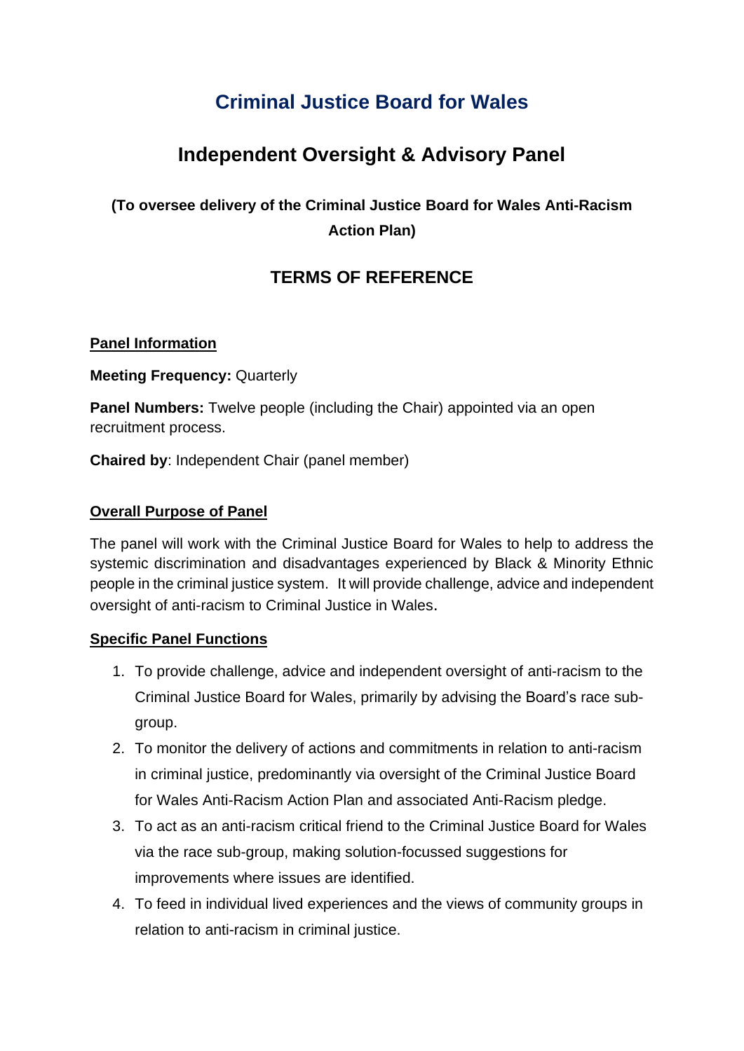# Criminal Justice Board for Wales

## Independent Oversight & Advisory Panel

**(To oversee delivery of the Criminal Justice Board for Wales Anti-Racism Action Plan)**

## TERMS OF REFERENCE

**Panel Information**

**Meeting Frequency:** Quarterly

**Panel Numbers:** Twelve people (including the Chair) appointed via an open recruitment process.

**Chaired by**: Independent Chair (panel member)

**Overall Purpose of Panel**

The panel will work with the Criminal Justice Board for Wales to help to address the systemic discrimination and disadvantages experienced by Black & Minority Ethnic people in the criminal justice system. It will provide challenge, advice and independent oversight of anti-racism to Criminal Justice in Wales.

**Specific Panel Functions**

1. To provide challenge, advice and independent oversight of anti-racism to the Criminal Justice Board for Wales, primarily by advising the Board's race sub-group.
2. To monitor the delivery of actions and commitments in relation to anti-racism in criminal justice, predominantly via oversight of the Criminal Justice Board for Wales Anti-Racism Action Plan and associated Anti-Racism pledge.
3. To act as an anti-racism critical friend to the Criminal Justice Board for Wales via the race sub-group, making solution-focussed suggestions for improvements where issues are identified.
4. To feed in individual lived experiences and the views of community groups in relation to anti-racism in criminal justice.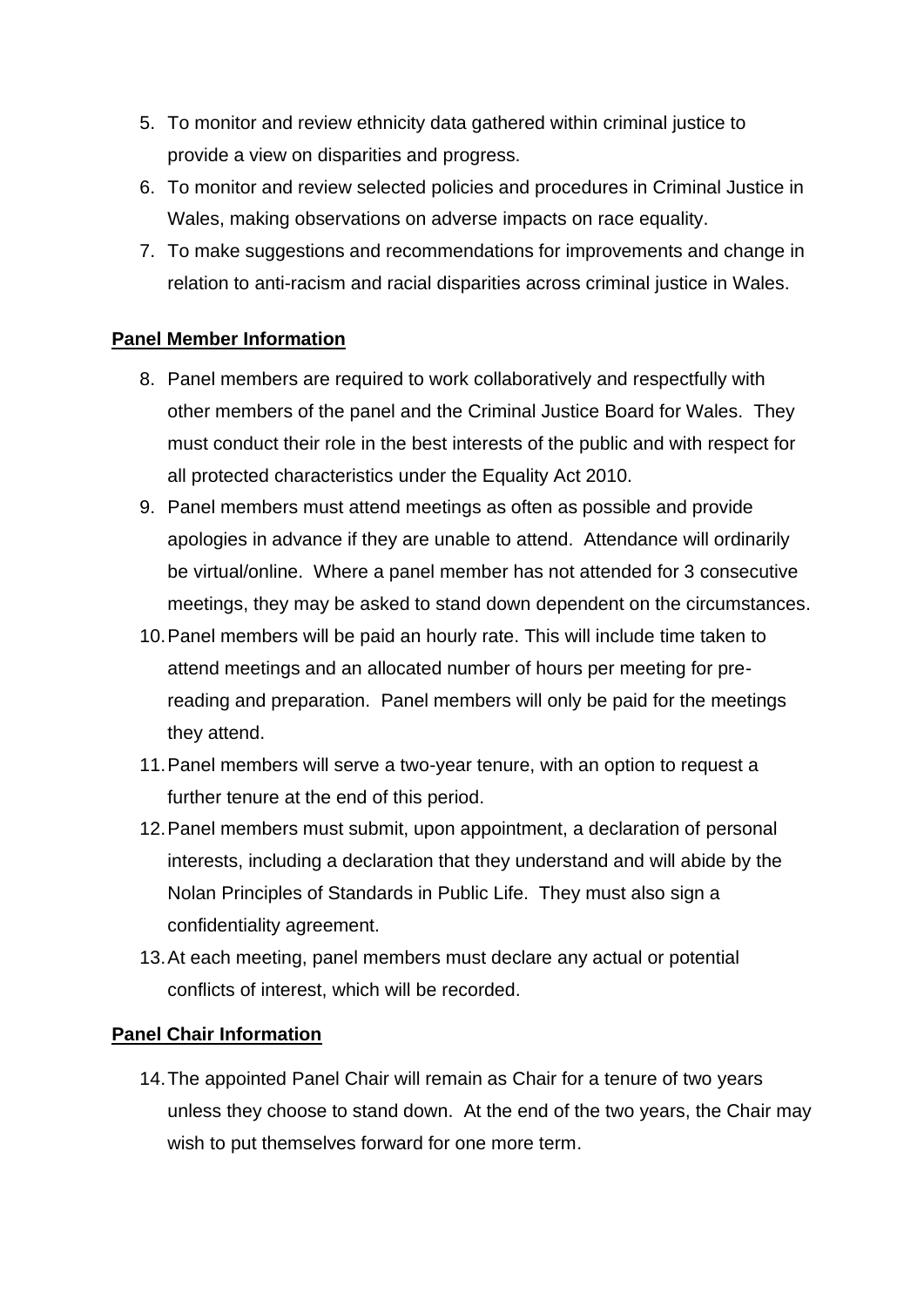5. To monitor and review ethnicity data gathered within criminal justice to provide a view on disparities and progress.
6. To monitor and review selected policies and procedures in Criminal Justice in Wales, making observations on adverse impacts on race equality.
7. To make suggestions and recommendations for improvements and change in relation to anti-racism and racial disparities across criminal justice in Wales.

**Panel Member Information**

8. Panel members are required to work collaboratively and respectfully with other members of the panel and the Criminal Justice Board for Wales. They must conduct their role in the best interests of the public and with respect for all protected characteristics under the Equality Act 2010.
9. Panel members must attend meetings as often as possible and provide apologies in advance if they are unable to attend. Attendance will ordinarily be virtual/online. Where a panel member has not attended for 3 consecutive meetings, they may be asked to stand down dependent on the circumstances.
10. Panel members will be paid an hourly rate. This will include time taken to attend meetings and an allocated number of hours per meeting for pre-reading and preparation. Panel members will only be paid for the meetings they attend.
11. Panel members will serve a two-year tenure, with an option to request a further tenure at the end of this period.
12. Panel members must submit, upon appointment, a declaration of personal interests, including a declaration that they understand and will abide by the Nolan Principles of Standards in Public Life. They must also sign a confidentiality agreement.
13. At each meeting, panel members must declare any actual or potential conflicts of interest, which will be recorded.

**Panel Chair Information**

14. The appointed Panel Chair will remain as Chair for a tenure of two years unless they choose to stand down. At the end of the two years, the Chair may wish to put themselves forward for one more term.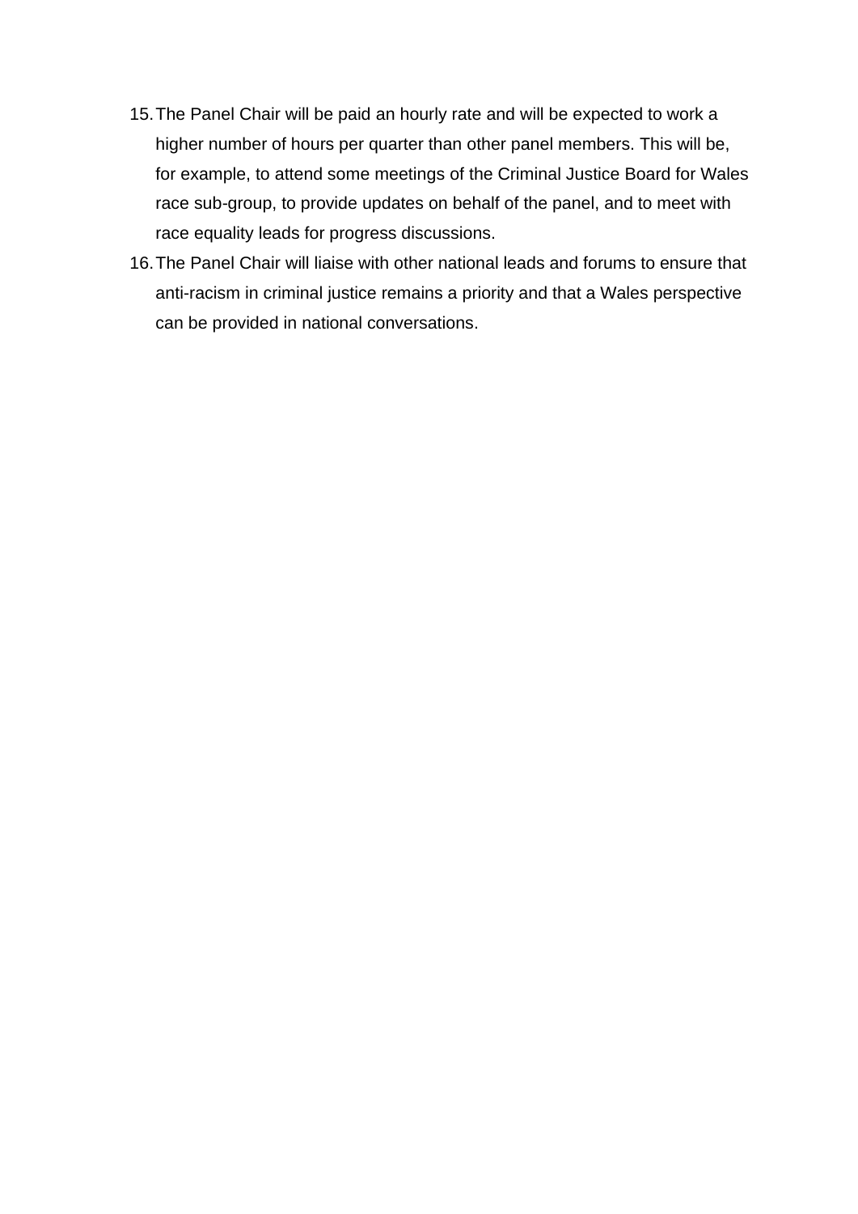15. The Panel Chair will be paid an hourly rate and will be expected to work a higher number of hours per quarter than other panel members. This will be, for example, to attend some meetings of the Criminal Justice Board for Wales race sub-group, to provide updates on behalf of the panel, and to meet with race equality leads for progress discussions.
16. The Panel Chair will liaise with other national leads and forums to ensure that anti-racism in criminal justice remains a priority and that a Wales perspective can be provided in national conversations.